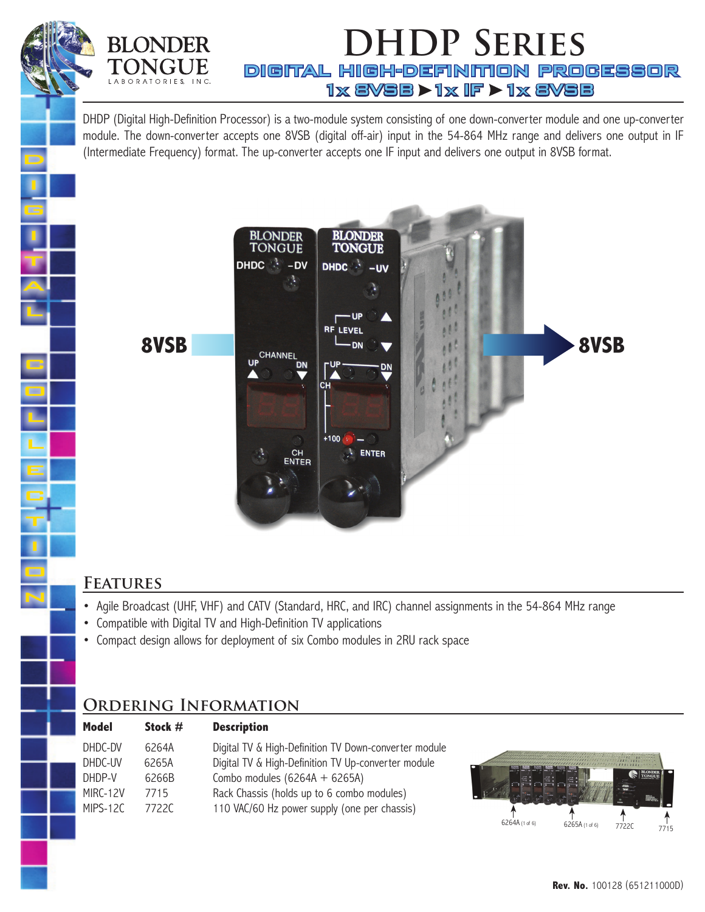BLONDER TONGUE LABORATORIES, INC.

# DHDP Series

## DIGITAL HIGH-DEFINITION PROCESSOR

### 1x 8VSB ► 1x IF ► 1x 8VSB

DHDP (Digital High-Definition Processor) is a two-module system consisting of one down-converter module and one up-converter module. The down-converter accepts one 8VSB (digital off-air) input in the 54-864 MHz range and delivers one output in IF (Intermediate Frequency) format. The up-converter accepts one IF input and delivers one output in 8VSB format.

8VSB

8VSB

## Features

- Agile Broadcast (UHF, VHF) and CATV (Standard, HRC, and IRC) channel assignments in the 54-864 MHz range
- Compatible with Digital TV and High-Definition TV applications
- Compact design allows for deployment of six Combo modules in 2RU rack space

## Ordering Information

| Model | Stock # | Description |
|---|---|---|
| DHDC-DV | 6264A | Digital TV & High-Definition TV Down-converter module |
| DHDC-UV | 6265A | Digital TV & High-Definition TV Up-converter module |
| DHDP-V | 6266B | Combo modules (6264A + 6265A) |
| MIRC-12V | 7715 | Rack Chassis (holds up to 6 combo modules) |
| MIPS-12C | 7722C | 110 VAC/60 Hz power supply (one per chassis) |

6264A (1 of 6) 6265A (1 of 6) 7722C 7715

**Rev. No.** 100128 (651211000D)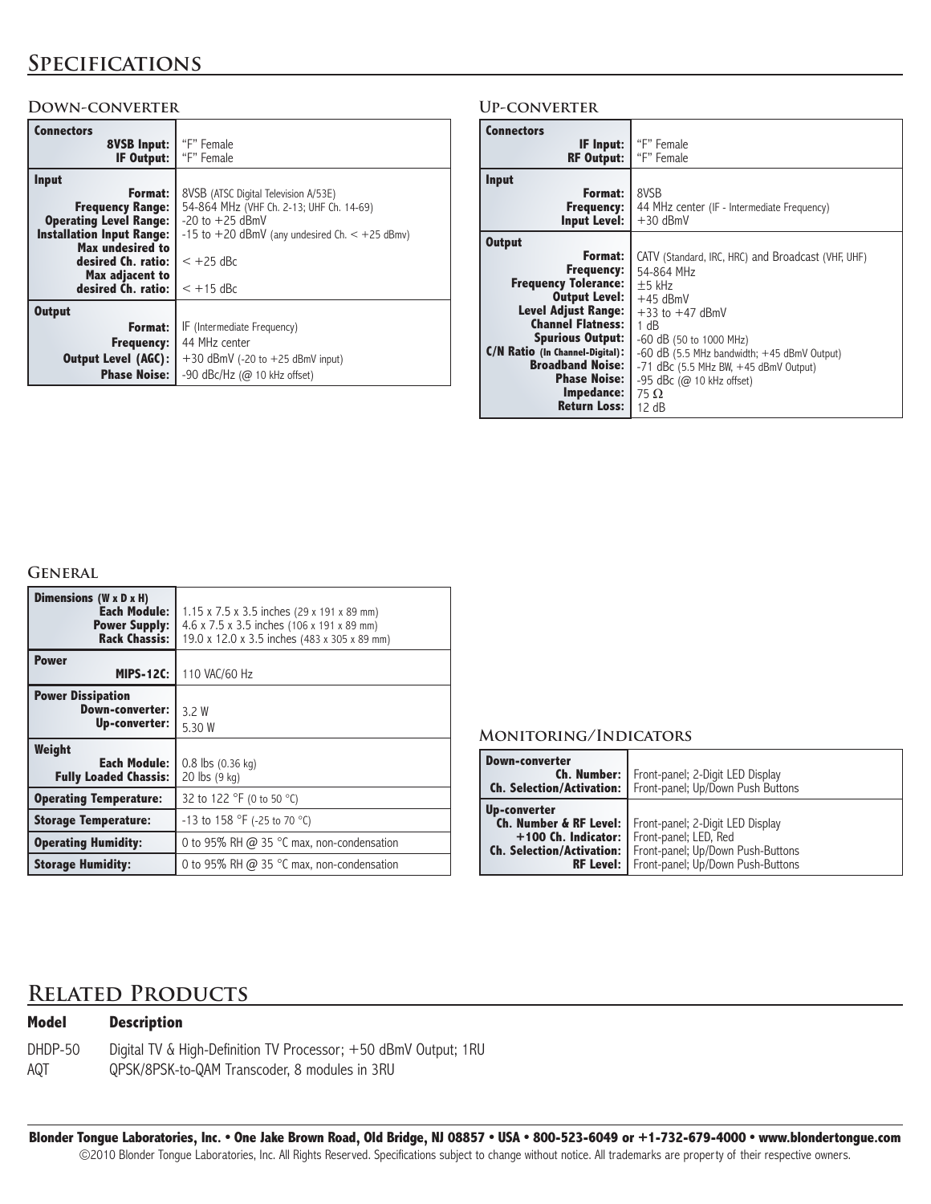# Specifications

## Down-converter

| | |
|---|---|
| **Connectors** | |
| **8VSB Input:** | "F" Female |
| **IF Output:** | "F" Female |
| **Input** | |
| **Format:** | 8VSB (ATSC Digital Television A/53E) |
| **Frequency Range:** | 54-864 MHz (VHF Ch. 2-13; UHF Ch. 14-69) |
| **Operating Level Range:** | -20 to +25 dBmV |
| **Installation Input Range:** | -15 to +20 dBmV (any undesired Ch. < +25 dBmv) |
| **Max undesired to desired Ch. ratio:** | < +25 dBc |
| **Max adjacent to desired Ch. ratio:** | < +15 dBc |
| **Output** | |
| **Format:** | IF (Intermediate Frequency) |
| **Frequency:** | 44 MHz center |
| **Output Level (AGC):** | +30 dBmV (-20 to +25 dBmV input) |
| **Phase Noise:** | -90 dBc/Hz (@ 10 kHz offset) |

## Up-converter

| | |
|---|---|
| **Connectors** | |
| **IF Input:** | "F" Female |
| **RF Output:** | "F" Female |
| **Input** | |
| **Format:** | 8VSB |
| **Frequency:** | 44 MHz center (IF - Intermediate Frequency) |
| **Input Level:** | +30 dBmV |
| **Output** | |
| **Format:** | CATV (Standard, IRC, HRC) and Broadcast (VHF, UHF) |
| **Frequency:** | 54-864 MHz |
| **Frequency Tolerance:** | ±5 kHz |
| **Output Level:** | +45 dBmV |
| **Level Adjust Range:** | +33 to +47 dBmV |
| **Channel Flatness:** | 1 dB |
| **Spurious Output:** | -60 dB (50 to 1000 MHz) |
| **C/N Ratio (In Channel-Digital):** | -60 dB (5.5 MHz bandwidth; +45 dBmV Output) |
| **Broadband Noise:** | -71 dBc (5.5 MHz BW, +45 dBmV Output) |
| **Phase Noise:** | -95 dBc (@ 10 kHz offset) |
| **Impedance:** | 75 Ω |
| **Return Loss:** | 12 dB |

## General

| | |
|---|---|
| **Dimensions (W x D x H)** | |
| **Each Module:** | 1.15 x 7.5 x 3.5 inches (29 x 191 x 89 mm) |
| **Power Supply:** | 4.6 x 7.5 x 3.5 inches (106 x 191 x 89 mm) |
| **Rack Chassis:** | 19.0 x 12.0 x 3.5 inches (483 x 305 x 89 mm) |
| **Power** | |
| **MIPS-12C:** | 110 VAC/60 Hz |
| **Power Dissipation** | |
| **Down-converter:** | 3.2 W |
| **Up-converter:** | 5.30 W |
| **Weight** | |
| **Each Module:** | 0.8 lbs (0.36 kg) |
| **Fully Loaded Chassis:** | 20 lbs (9 kg) |
| **Operating Temperature:** | 32 to 122 °F (0 to 50 °C) |
| **Storage Temperature:** | -13 to 158 °F (-25 to 70 °C) |
| **Operating Humidity:** | 0 to 95% RH @ 35 °C max, non-condensation |
| **Storage Humidity:** | 0 to 95% RH @ 35 °C max, non-condensation |

## Monitoring/Indicators

| | |
|---|---|
| **Down-converter** | |
| **Ch. Number:** | Front-panel; 2-Digit LED Display |
| **Ch. Selection/Activation:** | Front-panel; Up/Down Push Buttons |
| **Up-converter** | |
| **Ch. Number & RF Level:** | Front-panel; 2-Digit LED Display |
| **+100 Ch. Indicator:** | Front-panel; LED, Red |
| **Ch. Selection/Activation:** | Front-panel; Up/Down Push-Buttons |
| **RF Level:** | Front-panel; Up/Down Push-Buttons |

# Related Products

| Model | Description |
|---|---|
| DHDP-50 | Digital TV & High-Definition TV Processor; +50 dBmV Output; 1RU |
| AQT | QPSK/8PSK-to-QAM Transcoder, 8 modules in 3RU |

**Blonder Tongue Laboratories, Inc. • One Jake Brown Road, Old Bridge, NJ 08857 • USA • 800-523-6049 or +1-732-679-4000 • www.blondertongue.com**

©2010 Blonder Tongue Laboratories, Inc. All Rights Reserved. Specifications subject to change without notice. All trademarks are property of their respective owners.